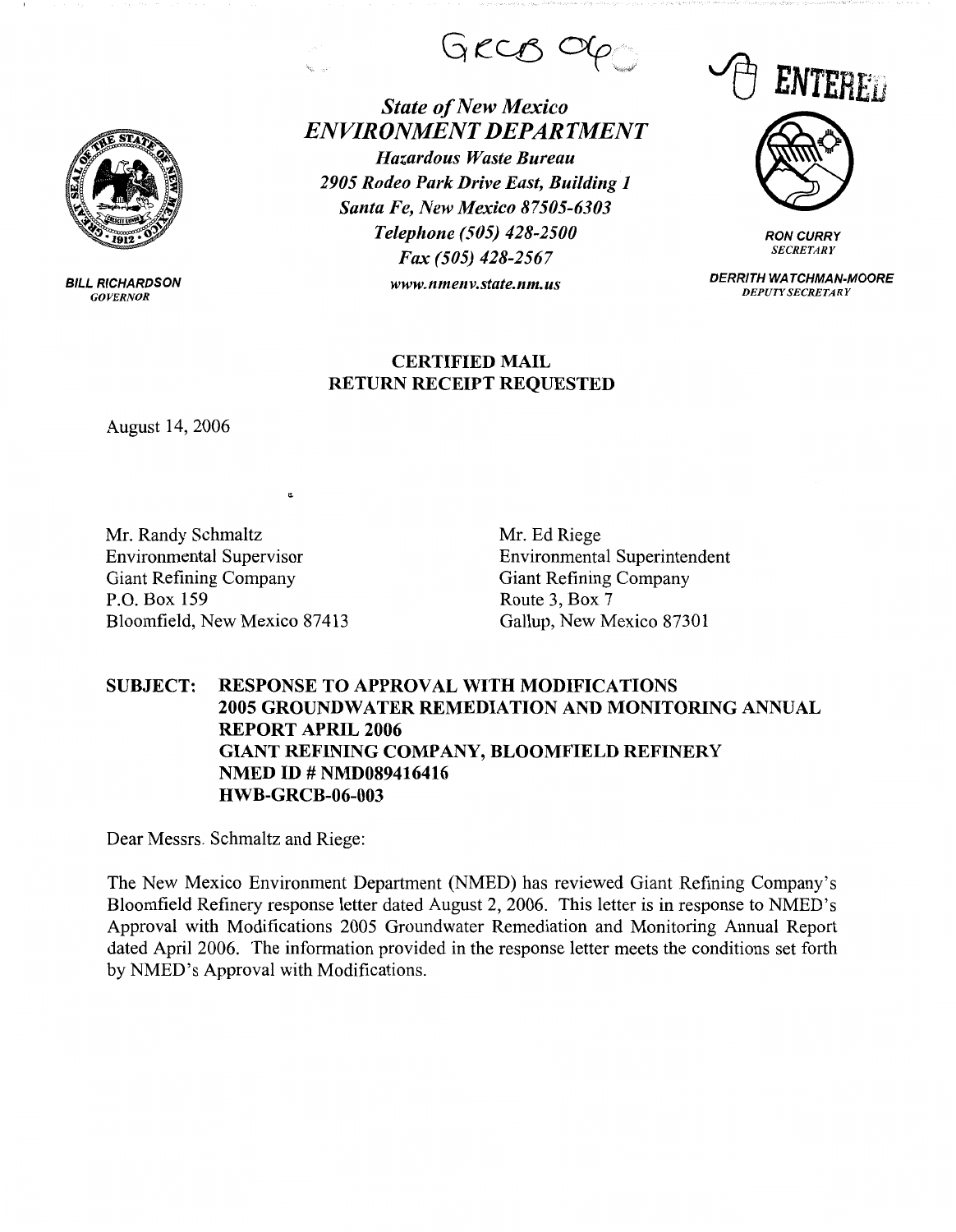GRCB 06

ENTERED

*State of New Mexico*
***ENVIRONMENT DEPARTMENT***
*Hazardous Waste Bureau*
*2905 Rodeo Park Drive East, Building 1*
*Santa Fe, New Mexico 87505-6303*
*Telephone (505) 428-2500*
*Fax (505) 428-2567*
*www.nmenv.state.nm.us*

**BILL RICHARDSON**
*GOVERNOR*

**RON CURRY**
*SECRETARY*

**DERRITH WATCHMAN-MOORE**
*DEPUTY SECRETARY*

**CERTIFIED MAIL**
**RETURN RECEIPT REQUESTED**

August 14, 2006

Mr. Randy Schmaltz
Environmental Supervisor
Giant Refining Company
P.O. Box 159
Bloomfield, New Mexico 87413

Mr. Ed Riege
Environmental Superintendent
Giant Refining Company
Route 3, Box 7
Gallup, New Mexico 87301

**SUBJECT: RESPONSE TO APPROVAL WITH MODIFICATIONS 2005 GROUNDWATER REMEDIATION AND MONITORING ANNUAL REPORT APRIL 2006 GIANT REFINING COMPANY, BLOOMFIELD REFINERY NMED ID # NMD089416416 HWB-GRCB-06-003**

Dear Messrs. Schmaltz and Riege:

The New Mexico Environment Department (NMED) has reviewed Giant Refining Company's Bloomfield Refinery response letter dated August 2, 2006. This letter is in response to NMED's Approval with Modifications 2005 Groundwater Remediation and Monitoring Annual Report dated April 2006. The information provided in the response letter meets the conditions set forth by NMED's Approval with Modifications.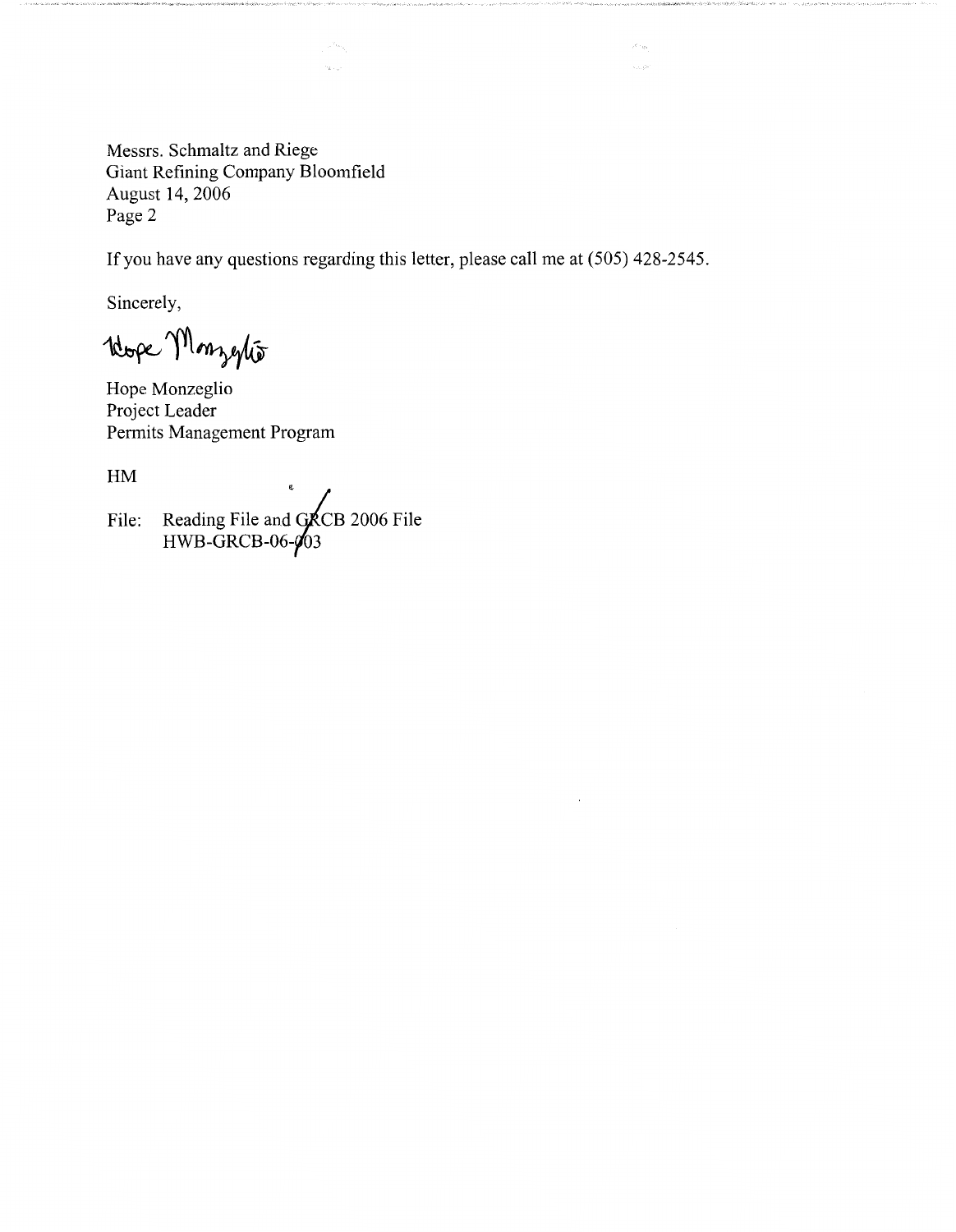Messrs. Schmaltz and Riege
Giant Refining Company Bloomfield
August 14, 2006
Page 2

If you have any questions regarding this letter, please call me at (505) 428-2545.

Sincerely,

Hope Monzeglio

Hope Monzeglio
Project Leader
Permits Management Program

HM

File: Reading File and GRCB 2006 File
HWB-GRCB-06-003